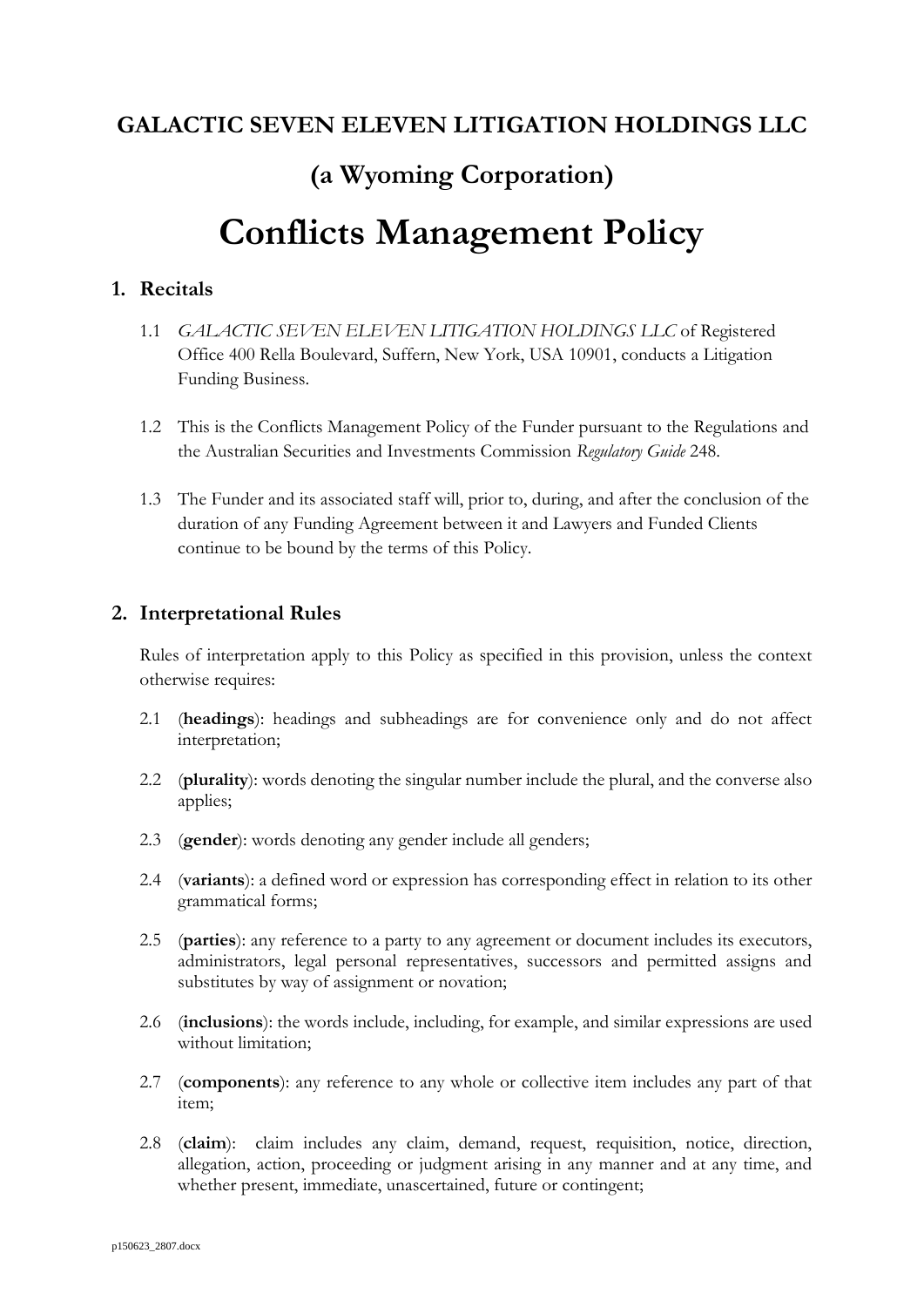# GALACTIC SEVEN ELEVEN LITIGATION HOLDINGS LLC

## (a Wyoming Corporation)

# Conflicts Management Policy

## 1. Recitals

1.1 *GALACTIC SEVEN ELEVEN LITIGATION HOLDINGS LLC* of Registered Office 400 Rella Boulevard, Suffern, New York, USA 10901, conducts a Litigation Funding Business.

1.2 This is the Conflicts Management Policy of the Funder pursuant to the Regulations and the Australian Securities and Investments Commission *Regulatory Guide* 248.

1.3 The Funder and its associated staff will, prior to, during, and after the conclusion of the duration of any Funding Agreement between it and Lawyers and Funded Clients continue to be bound by the terms of this Policy.

## 2. Interpretational Rules

Rules of interpretation apply to this Policy as specified in this provision, unless the context otherwise requires:

2.1 (**headings**): headings and subheadings are for convenience only and do not affect interpretation;

2.2 (**plurality**): words denoting the singular number include the plural, and the converse also applies;

2.3 (**gender**): words denoting any gender include all genders;

2.4 (**variants**): a defined word or expression has corresponding effect in relation to its other grammatical forms;

2.5 (**parties**): any reference to a party to any agreement or document includes its executors, administrators, legal personal representatives, successors and permitted assigns and substitutes by way of assignment or novation;

2.6 (**inclusions**): the words include, including, for example, and similar expressions are used without limitation;

2.7 (**components**): any reference to any whole or collective item includes any part of that item;

2.8 (**claim**): claim includes any claim, demand, request, requisition, notice, direction, allegation, action, proceeding or judgment arising in any manner and at any time, and whether present, immediate, unascertained, future or contingent;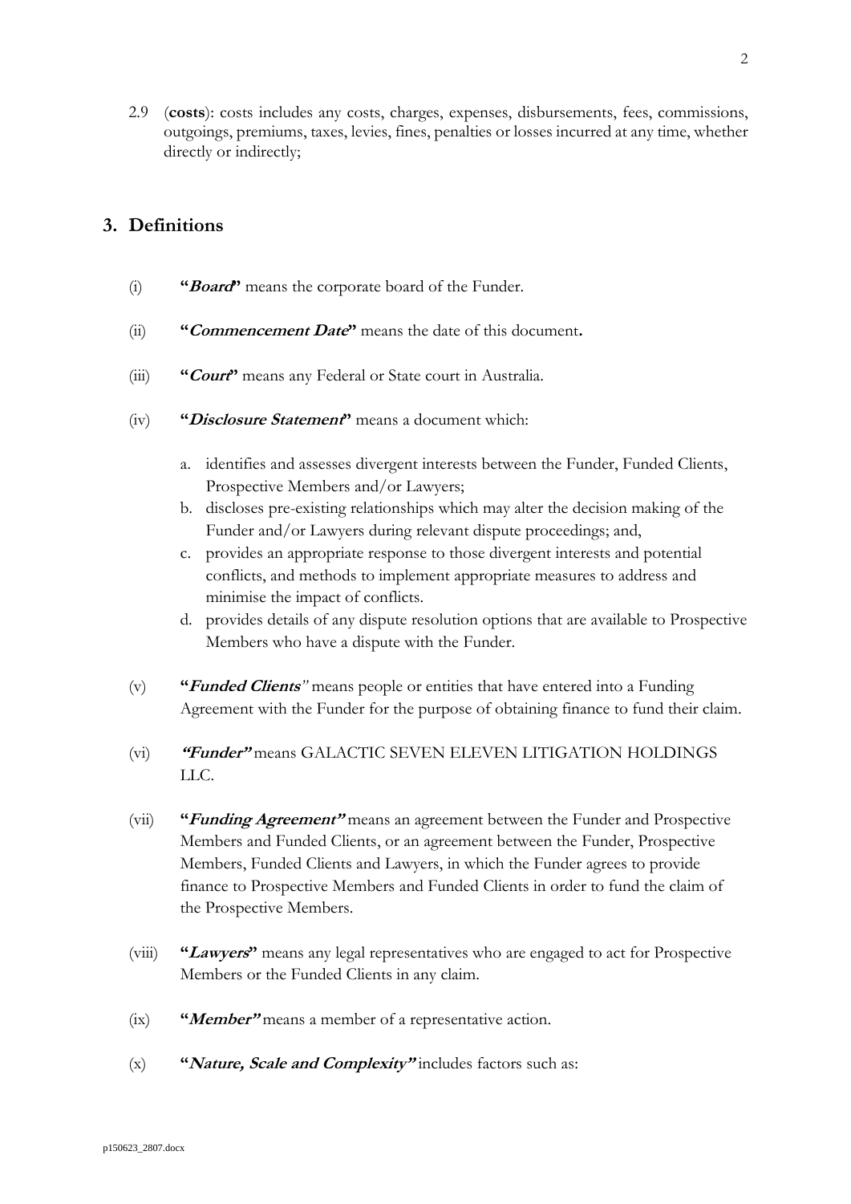2.9 (**costs**): costs includes any costs, charges, expenses, disbursements, fees, commissions, outgoings, premiums, taxes, levies, fines, penalties or losses incurred at any time, whether directly or indirectly;

## 3. Definitions

(i) **"*Board*"** means the corporate board of the Funder.

(ii) **"*Commencement Date*"** means the date of this document**.**

(iii) **"*Court*"** means any Federal or State court in Australia.

(iv) **"*Disclosure Statement*"** means a document which:

a. identifies and assesses divergent interests between the Funder, Funded Clients, Prospective Members and/or Lawyers;
b. discloses pre-existing relationships which may alter the decision making of the Funder and/or Lawyers during relevant dispute proceedings; and,
c. provides an appropriate response to those divergent interests and potential conflicts, and methods to implement appropriate measures to address and minimise the impact of conflicts.
d. provides details of any dispute resolution options that are available to Prospective Members who have a dispute with the Funder.

(v) **"*Funded Clients*"** means people or entities that have entered into a Funding Agreement with the Funder for the purpose of obtaining finance to fund their claim.

(vi) ***"Funder"*** means GALACTIC SEVEN ELEVEN LITIGATION HOLDINGS LLC.

(vii) **"*Funding Agreement"*** means an agreement between the Funder and Prospective Members and Funded Clients, or an agreement between the Funder, Prospective Members, Funded Clients and Lawyers, in which the Funder agrees to provide finance to Prospective Members and Funded Clients in order to fund the claim of the Prospective Members.

(viii) **"*Lawyers*"** means any legal representatives who are engaged to act for Prospective Members or the Funded Clients in any claim.

(ix) **"*Member"*** means a member of a representative action.

(x) **"*Nature, Scale and Complexity"*** includes factors such as: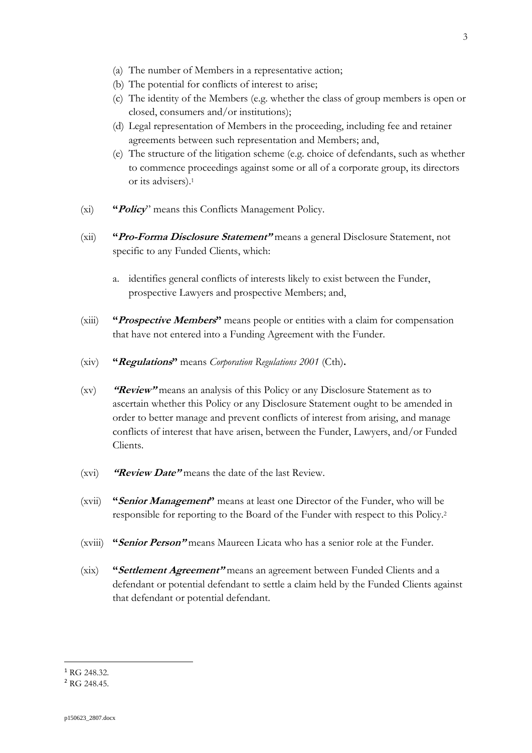(a) The number of Members in a representative action;
(b) The potential for conflicts of interest to arise;
(c) The identity of the Members (e.g. whether the class of group members is open or closed, consumers and/or institutions);
(d) Legal representation of Members in the proceeding, including fee and retainer agreements between such representation and Members; and,
(e) The structure of the litigation scheme (e.g. choice of defendants, such as whether to commence proceedings against some or all of a corporate group, its directors or its advisers).[1]

(xi) "***Policy***" means this Conflicts Management Policy.

(xii) "***Pro-Forma Disclosure Statement***" means a general Disclosure Statement, not specific to any Funded Clients, which:

a. identifies general conflicts of interests likely to exist between the Funder, prospective Lawyers and prospective Members; and,

(xiii) "***Prospective Members***" means people or entities with a claim for compensation that have not entered into a Funding Agreement with the Funder.

(xiv) "***Regulations***" means *Corporation Regulations 2001* (Cth).

(xv) "***Review***" means an analysis of this Policy or any Disclosure Statement as to ascertain whether this Policy or any Disclosure Statement ought to be amended in order to better manage and prevent conflicts of interest from arising, and manage conflicts of interest that have arisen, between the Funder, Lawyers, and/or Funded Clients.

(xvi) "***Review Date***" means the date of the last Review.

(xvii) "***Senior Management***" means at least one Director of the Funder, who will be responsible for reporting to the Board of the Funder with respect to this Policy.[2]

(xviii) "***Senior Person***" means Maureen Licata who has a senior role at the Funder.

(xix) "***Settlement Agreement***" means an agreement between Funded Clients and a defendant or potential defendant to settle a claim held by the Funded Clients against that defendant or potential defendant.

---

[1] RG 248.32.

[2] RG 248.45.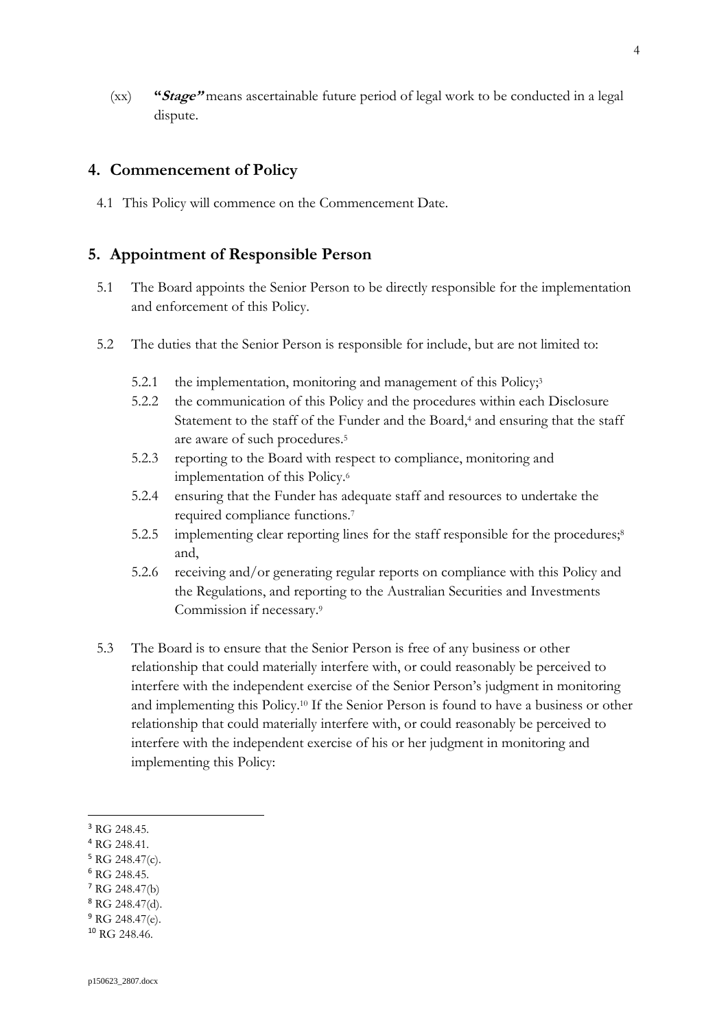(xx) ***"Stage"*** means ascertainable future period of legal work to be conducted in a legal dispute.

## 4. Commencement of Policy

4.1 This Policy will commence on the Commencement Date.

## 5. Appointment of Responsible Person

5.1 The Board appoints the Senior Person to be directly responsible for the implementation and enforcement of this Policy.

5.2 The duties that the Senior Person is responsible for include, but are not limited to:

5.2.1 the implementation, monitoring and management of this Policy;[3]

5.2.2 the communication of this Policy and the procedures within each Disclosure Statement to the staff of the Funder and the Board,[4] and ensuring that the staff are aware of such procedures.[5]

5.2.3 reporting to the Board with respect to compliance, monitoring and implementation of this Policy.[6]

5.2.4 ensuring that the Funder has adequate staff and resources to undertake the required compliance functions.[7]

5.2.5 implementing clear reporting lines for the staff responsible for the procedures;[8] and,

5.2.6 receiving and/or generating regular reports on compliance with this Policy and the Regulations, and reporting to the Australian Securities and Investments Commission if necessary.[9]

5.3 The Board is to ensure that the Senior Person is free of any business or other relationship that could materially interfere with, or could reasonably be perceived to interfere with the independent exercise of the Senior Person's judgment in monitoring and implementing this Policy.[10] If the Senior Person is found to have a business or other relationship that could materially interfere with, or could reasonably be perceived to interfere with the independent exercise of his or her judgment in monitoring and implementing this Policy:

---

[3] RG 248.45.

[4] RG 248.41.

[5] RG 248.47(c).

[6] RG 248.45.

[7] RG 248.47(b)

[8] RG 248.47(d).

[9] RG 248.47(e).

[10] RG 248.46.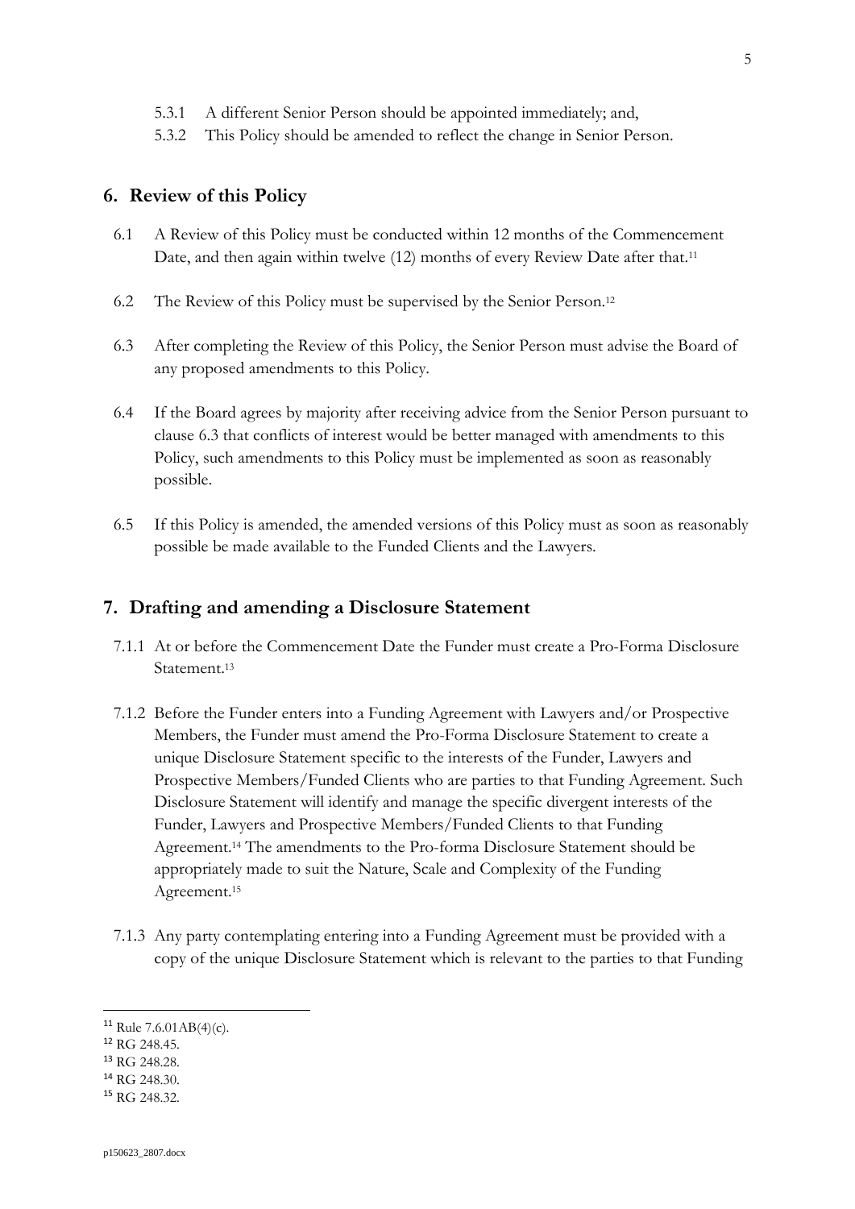5.3.1 A different Senior Person should be appointed immediately; and,

5.3.2 This Policy should be amended to reflect the change in Senior Person.

## 6. Review of this Policy

6.1 A Review of this Policy must be conducted within 12 months of the Commencement Date, and then again within twelve (12) months of every Review Date after that.[11]

6.2 The Review of this Policy must be supervised by the Senior Person.[12]

6.3 After completing the Review of this Policy, the Senior Person must advise the Board of any proposed amendments to this Policy.

6.4 If the Board agrees by majority after receiving advice from the Senior Person pursuant to clause 6.3 that conflicts of interest would be better managed with amendments to this Policy, such amendments to this Policy must be implemented as soon as reasonably possible.

6.5 If this Policy is amended, the amended versions of this Policy must as soon as reasonably possible be made available to the Funded Clients and the Lawyers.

## 7. Drafting and amending a Disclosure Statement

7.1.1 At or before the Commencement Date the Funder must create a Pro-Forma Disclosure Statement.[13]

7.1.2 Before the Funder enters into a Funding Agreement with Lawyers and/or Prospective Members, the Funder must amend the Pro-Forma Disclosure Statement to create a unique Disclosure Statement specific to the interests of the Funder, Lawyers and Prospective Members/Funded Clients who are parties to that Funding Agreement. Such Disclosure Statement will identify and manage the specific divergent interests of the Funder, Lawyers and Prospective Members/Funded Clients to that Funding Agreement.[14] The amendments to the Pro-forma Disclosure Statement should be appropriately made to suit the Nature, Scale and Complexity of the Funding Agreement.[15]

7.1.3 Any party contemplating entering into a Funding Agreement must be provided with a copy of the unique Disclosure Statement which is relevant to the parties to that Funding

---

[11] Rule 7.6.01AB(4)(c).

[12] RG 248.45.

[13] RG 248.28.

[14] RG 248.30.

[15] RG 248.32.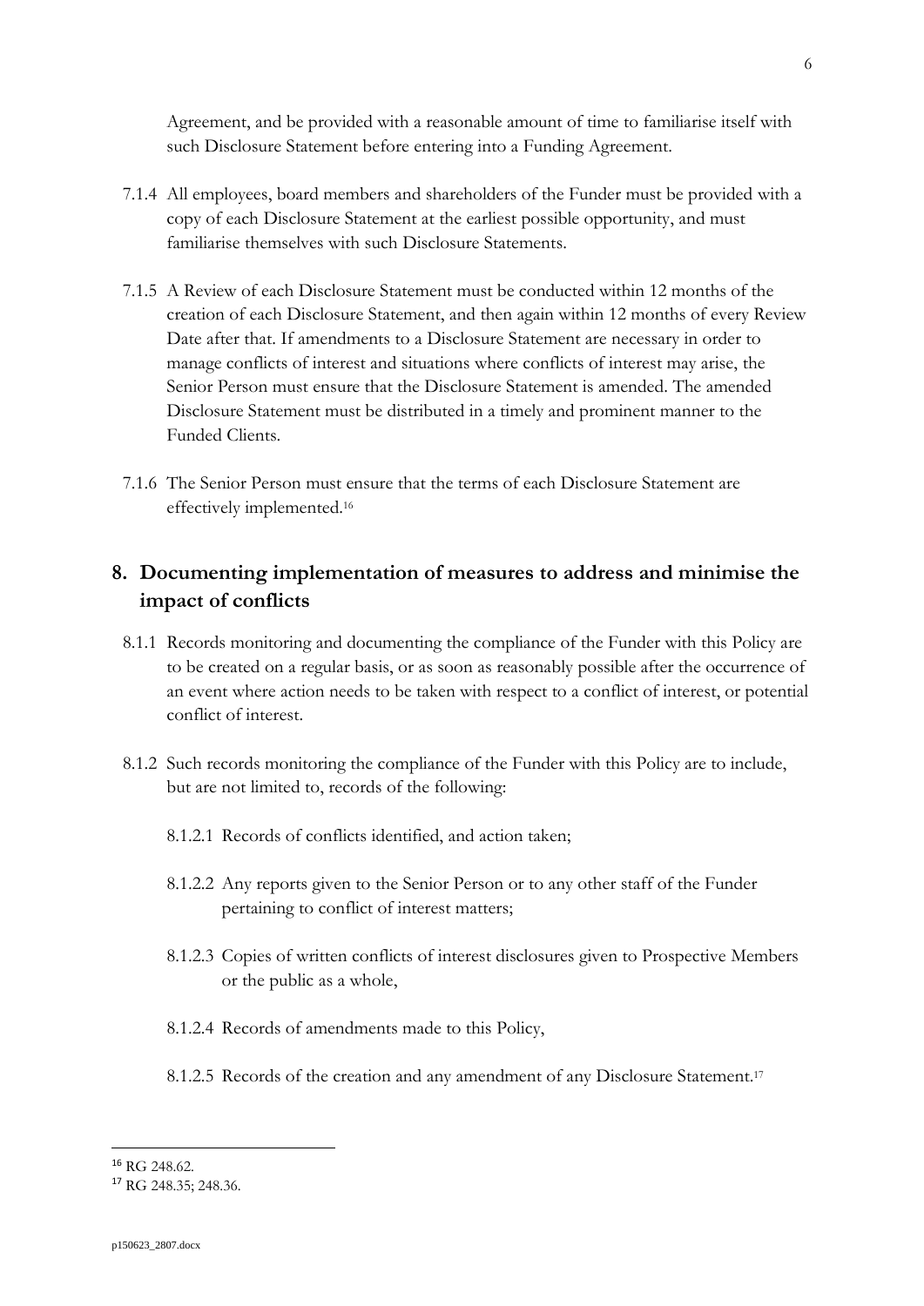Agreement, and be provided with a reasonable amount of time to familiarise itself with such Disclosure Statement before entering into a Funding Agreement.

7.1.4 All employees, board members and shareholders of the Funder must be provided with a copy of each Disclosure Statement at the earliest possible opportunity, and must familiarise themselves with such Disclosure Statements.

7.1.5 A Review of each Disclosure Statement must be conducted within 12 months of the creation of each Disclosure Statement, and then again within 12 months of every Review Date after that. If amendments to a Disclosure Statement are necessary in order to manage conflicts of interest and situations where conflicts of interest may arise, the Senior Person must ensure that the Disclosure Statement is amended. The amended Disclosure Statement must be distributed in a timely and prominent manner to the Funded Clients.

7.1.6 The Senior Person must ensure that the terms of each Disclosure Statement are effectively implemented.[16]

## 8. Documenting implementation of measures to address and minimise the impact of conflicts

8.1.1 Records monitoring and documenting the compliance of the Funder with this Policy are to be created on a regular basis, or as soon as reasonably possible after the occurrence of an event where action needs to be taken with respect to a conflict of interest, or potential conflict of interest.

8.1.2 Such records monitoring the compliance of the Funder with this Policy are to include, but are not limited to, records of the following:

8.1.2.1 Records of conflicts identified, and action taken;

8.1.2.2 Any reports given to the Senior Person or to any other staff of the Funder pertaining to conflict of interest matters;

8.1.2.3 Copies of written conflicts of interest disclosures given to Prospective Members or the public as a whole,

8.1.2.4 Records of amendments made to this Policy,

8.1.2.5 Records of the creation and any amendment of any Disclosure Statement.[17]

---

[16] RG 248.62.

[17] RG 248.35; 248.36.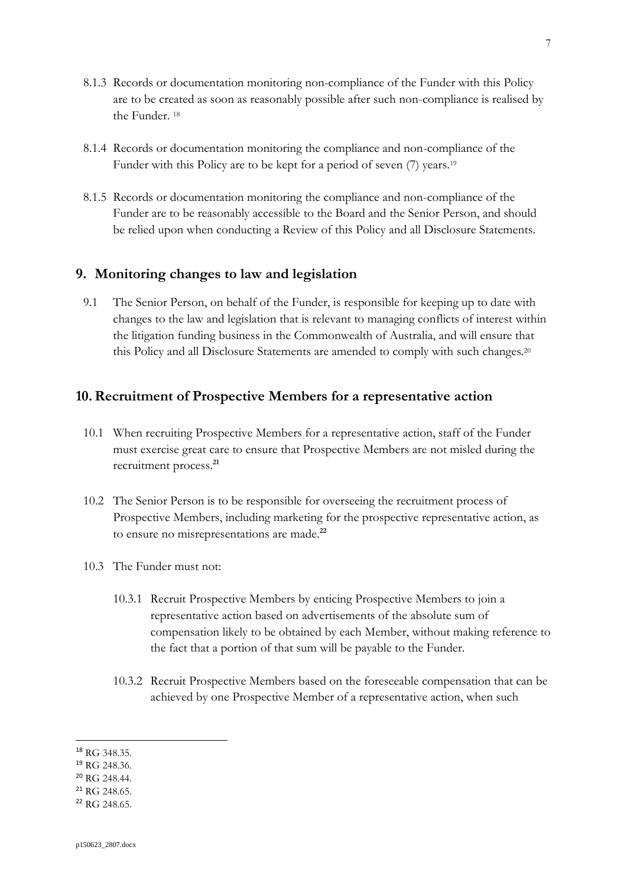8.1.3 Records or documentation monitoring non-compliance of the Funder with this Policy are to be created as soon as reasonably possible after such non-compliance is realised by the Funder. [18]

8.1.4 Records or documentation monitoring the compliance and non-compliance of the Funder with this Policy are to be kept for a period of seven (7) years.[19]

8.1.5 Records or documentation monitoring the compliance and non-compliance of the Funder are to be reasonably accessible to the Board and the Senior Person, and should be relied upon when conducting a Review of this Policy and all Disclosure Statements.

## 9. Monitoring changes to law and legislation

9.1 The Senior Person, on behalf of the Funder, is responsible for keeping up to date with changes to the law and legislation that is relevant to managing conflicts of interest within the litigation funding business in the Commonwealth of Australia, and will ensure that this Policy and all Disclosure Statements are amended to comply with such changes.[20]

## 10. Recruitment of Prospective Members for a representative action

10.1 When recruiting Prospective Members for a representative action, staff of the Funder must exercise great care to ensure that Prospective Members are not misled during the recruitment process.[21]

10.2 The Senior Person is to be responsible for overseeing the recruitment process of Prospective Members, including marketing for the prospective representative action, as to ensure no misrepresentations are made.[22]

10.3 The Funder must not:

10.3.1 Recruit Prospective Members by enticing Prospective Members to join a representative action based on advertisements of the absolute sum of compensation likely to be obtained by each Member, without making reference to the fact that a portion of that sum will be payable to the Funder.

10.3.2 Recruit Prospective Members based on the foreseeable compensation that can be achieved by one Prospective Member of a representative action, when such

---

[18] RG 348.35.

[19] RG 248.36.

[20] RG 248.44.

[21] RG 248.65.

[22] RG 248.65.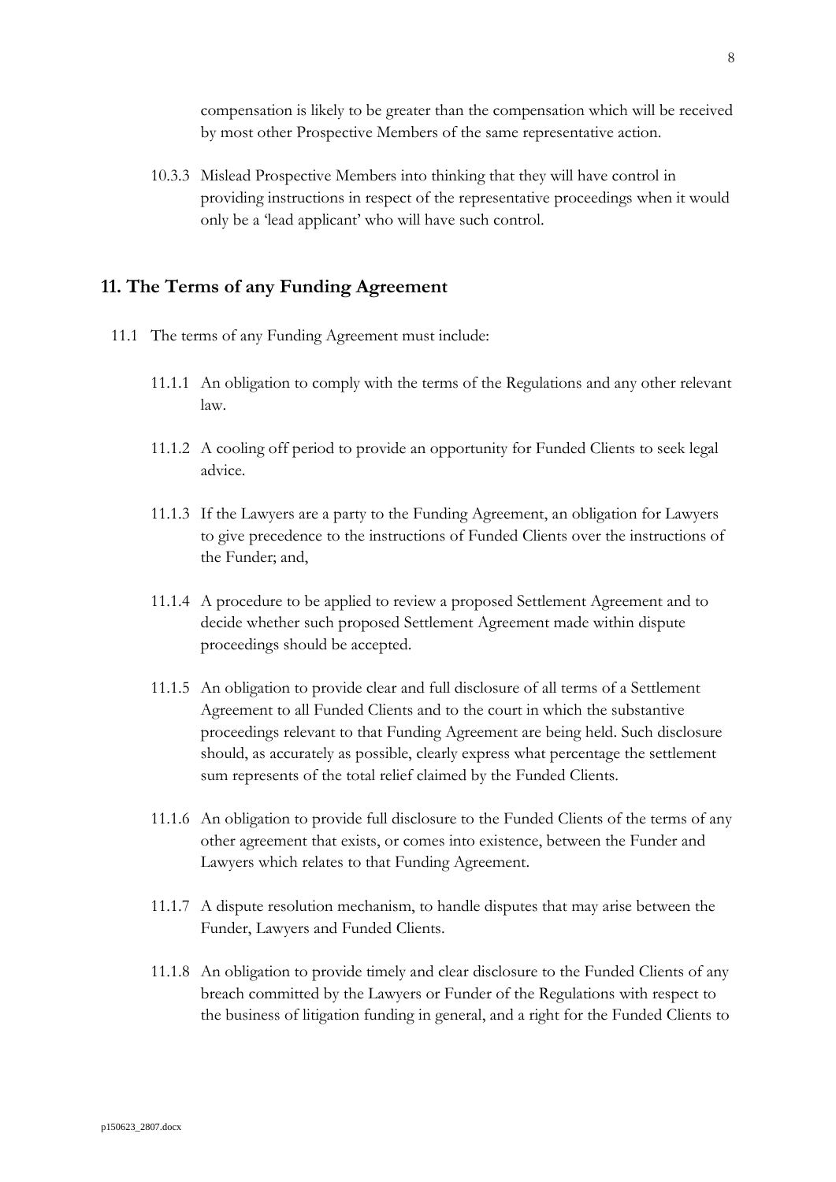compensation is likely to be greater than the compensation which will be received by most other Prospective Members of the same representative action.

10.3.3 Mislead Prospective Members into thinking that they will have control in providing instructions in respect of the representative proceedings when it would only be a 'lead applicant' who will have such control.

## 11. The Terms of any Funding Agreement

11.1 The terms of any Funding Agreement must include:

11.1.1 An obligation to comply with the terms of the Regulations and any other relevant law.

11.1.2 A cooling off period to provide an opportunity for Funded Clients to seek legal advice.

11.1.3 If the Lawyers are a party to the Funding Agreement, an obligation for Lawyers to give precedence to the instructions of Funded Clients over the instructions of the Funder; and,

11.1.4 A procedure to be applied to review a proposed Settlement Agreement and to decide whether such proposed Settlement Agreement made within dispute proceedings should be accepted.

11.1.5 An obligation to provide clear and full disclosure of all terms of a Settlement Agreement to all Funded Clients and to the court in which the substantive proceedings relevant to that Funding Agreement are being held. Such disclosure should, as accurately as possible, clearly express what percentage the settlement sum represents of the total relief claimed by the Funded Clients.

11.1.6 An obligation to provide full disclosure to the Funded Clients of the terms of any other agreement that exists, or comes into existence, between the Funder and Lawyers which relates to that Funding Agreement.

11.1.7 A dispute resolution mechanism, to handle disputes that may arise between the Funder, Lawyers and Funded Clients.

11.1.8 An obligation to provide timely and clear disclosure to the Funded Clients of any breach committed by the Lawyers or Funder of the Regulations with respect to the business of litigation funding in general, and a right for the Funded Clients to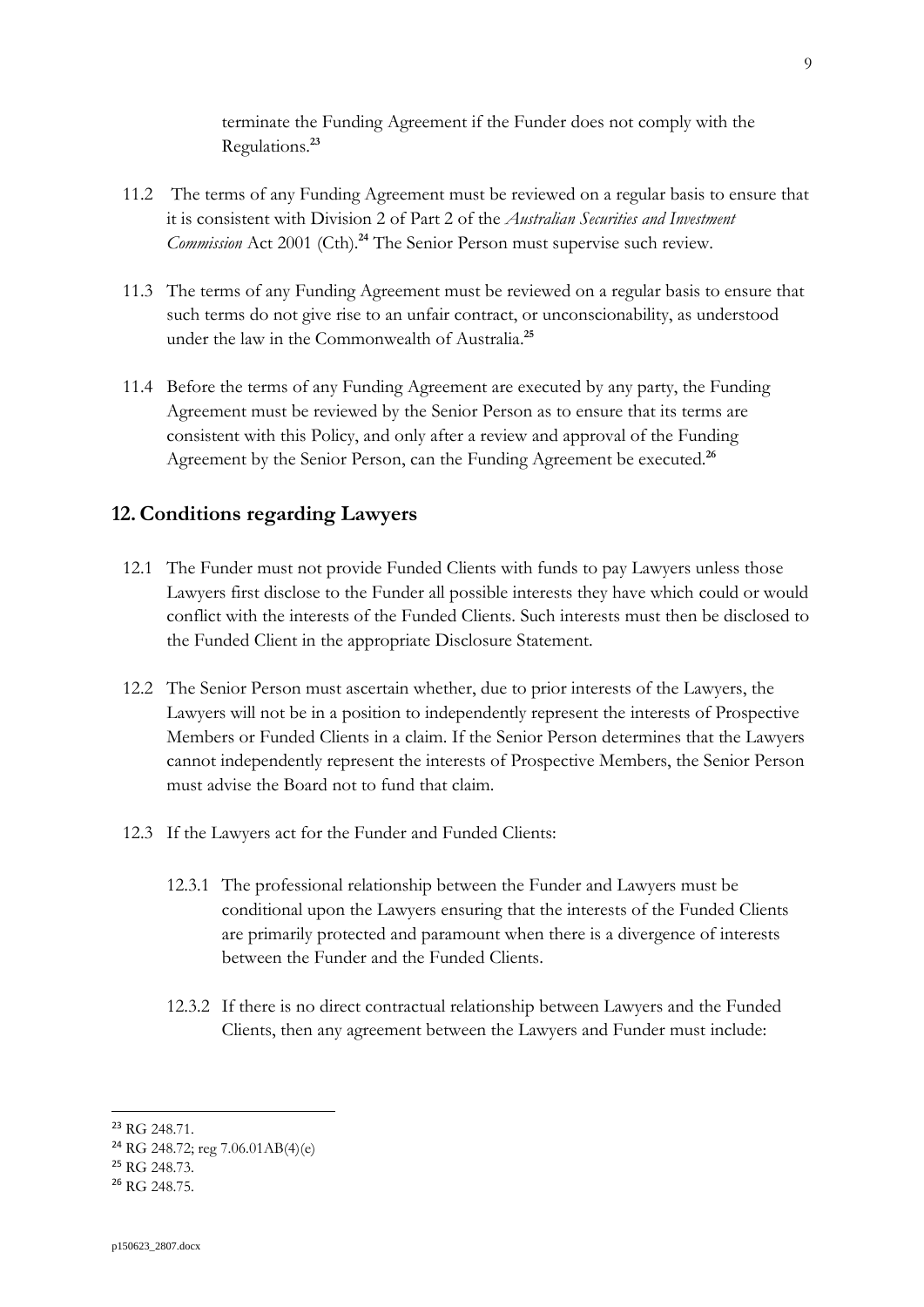terminate the Funding Agreement if the Funder does not comply with the Regulations.[23]

11.2 The terms of any Funding Agreement must be reviewed on a regular basis to ensure that it is consistent with Division 2 of Part 2 of the *Australian Securities and Investment Commission* Act 2001 (Cth).[24] The Senior Person must supervise such review.

11.3 The terms of any Funding Agreement must be reviewed on a regular basis to ensure that such terms do not give rise to an unfair contract, or unconscionability, as understood under the law in the Commonwealth of Australia.[25]

11.4 Before the terms of any Funding Agreement are executed by any party, the Funding Agreement must be reviewed by the Senior Person as to ensure that its terms are consistent with this Policy, and only after a review and approval of the Funding Agreement by the Senior Person, can the Funding Agreement be executed.[26]

## 12. Conditions regarding Lawyers

12.1 The Funder must not provide Funded Clients with funds to pay Lawyers unless those Lawyers first disclose to the Funder all possible interests they have which could or would conflict with the interests of the Funded Clients. Such interests must then be disclosed to the Funded Client in the appropriate Disclosure Statement.

12.2 The Senior Person must ascertain whether, due to prior interests of the Lawyers, the Lawyers will not be in a position to independently represent the interests of Prospective Members or Funded Clients in a claim. If the Senior Person determines that the Lawyers cannot independently represent the interests of Prospective Members, the Senior Person must advise the Board not to fund that claim.

12.3 If the Lawyers act for the Funder and Funded Clients:

12.3.1 The professional relationship between the Funder and Lawyers must be conditional upon the Lawyers ensuring that the interests of the Funded Clients are primarily protected and paramount when there is a divergence of interests between the Funder and the Funded Clients.

12.3.2 If there is no direct contractual relationship between Lawyers and the Funded Clients, then any agreement between the Lawyers and Funder must include:

---

[23] RG 248.71.

[24] RG 248.72; reg 7.06.01AB(4)(e)

[25] RG 248.73.

[26] RG 248.75.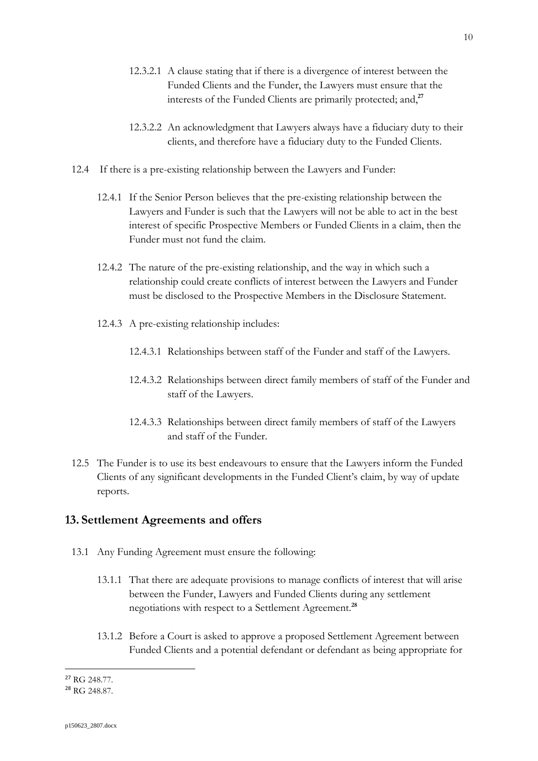12.3.2.1 A clause stating that if there is a divergence of interest between the Funded Clients and the Funder, the Lawyers must ensure that the interests of the Funded Clients are primarily protected; and,[27]

12.3.2.2 An acknowledgment that Lawyers always have a fiduciary duty to their clients, and therefore have a fiduciary duty to the Funded Clients.

12.4 If there is a pre-existing relationship between the Lawyers and Funder:

12.4.1 If the Senior Person believes that the pre-existing relationship between the Lawyers and Funder is such that the Lawyers will not be able to act in the best interest of specific Prospective Members or Funded Clients in a claim, then the Funder must not fund the claim.

12.4.2 The nature of the pre-existing relationship, and the way in which such a relationship could create conflicts of interest between the Lawyers and Funder must be disclosed to the Prospective Members in the Disclosure Statement.

12.4.3 A pre-existing relationship includes:

12.4.3.1 Relationships between staff of the Funder and staff of the Lawyers.

12.4.3.2 Relationships between direct family members of staff of the Funder and staff of the Lawyers.

12.4.3.3 Relationships between direct family members of staff of the Lawyers and staff of the Funder.

12.5 The Funder is to use its best endeavours to ensure that the Lawyers inform the Funded Clients of any significant developments in the Funded Client's claim, by way of update reports.

## 13. Settlement Agreements and offers

13.1 Any Funding Agreement must ensure the following:

13.1.1 That there are adequate provisions to manage conflicts of interest that will arise between the Funder, Lawyers and Funded Clients during any settlement negotiations with respect to a Settlement Agreement.[28]

13.1.2 Before a Court is asked to approve a proposed Settlement Agreement between Funded Clients and a potential defendant or defendant as being appropriate for

---

[27] RG 248.77.

[28] RG 248.87.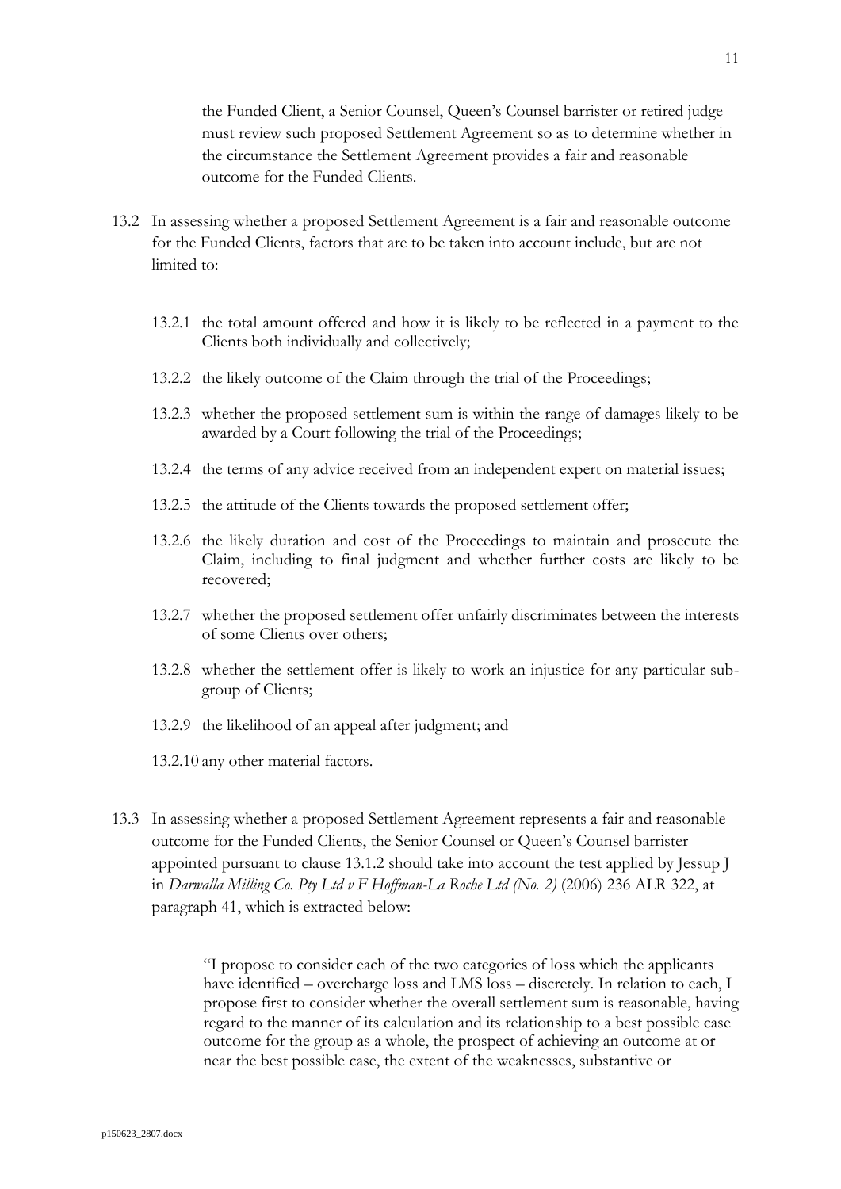the Funded Client, a Senior Counsel, Queen's Counsel barrister or retired judge must review such proposed Settlement Agreement so as to determine whether in the circumstance the Settlement Agreement provides a fair and reasonable outcome for the Funded Clients.

13.2 In assessing whether a proposed Settlement Agreement is a fair and reasonable outcome for the Funded Clients, factors that are to be taken into account include, but are not limited to:

13.2.1 the total amount offered and how it is likely to be reflected in a payment to the Clients both individually and collectively;

13.2.2 the likely outcome of the Claim through the trial of the Proceedings;

13.2.3 whether the proposed settlement sum is within the range of damages likely to be awarded by a Court following the trial of the Proceedings;

13.2.4 the terms of any advice received from an independent expert on material issues;

13.2.5 the attitude of the Clients towards the proposed settlement offer;

13.2.6 the likely duration and cost of the Proceedings to maintain and prosecute the Claim, including to final judgment and whether further costs are likely to be recovered;

13.2.7 whether the proposed settlement offer unfairly discriminates between the interests of some Clients over others;

13.2.8 whether the settlement offer is likely to work an injustice for any particular sub-group of Clients;

13.2.9 the likelihood of an appeal after judgment; and

13.2.10 any other material factors.

13.3 In assessing whether a proposed Settlement Agreement represents a fair and reasonable outcome for the Funded Clients, the Senior Counsel or Queen's Counsel barrister appointed pursuant to clause 13.1.2 should take into account the test applied by Jessup J in *Darwalla Milling Co. Pty Ltd v F Hoffman-La Roche Ltd (No. 2)* (2006) 236 ALR 322, at paragraph 41, which is extracted below:

> "I propose to consider each of the two categories of loss which the applicants have identified – overcharge loss and LMS loss – discretely. In relation to each, I propose first to consider whether the overall settlement sum is reasonable, having regard to the manner of its calculation and its relationship to a best possible case outcome for the group as a whole, the prospect of achieving an outcome at or near the best possible case, the extent of the weaknesses, substantive or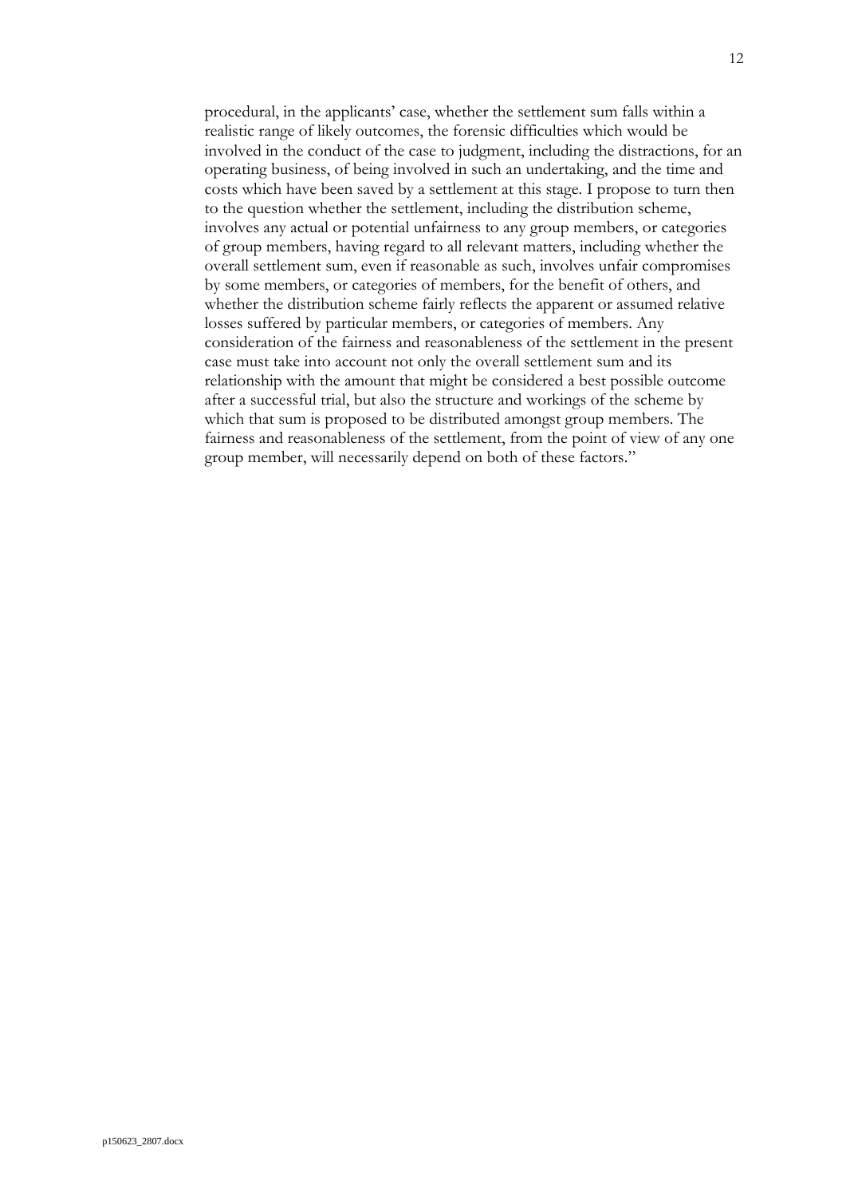procedural, in the applicants' case, whether the settlement sum falls within a realistic range of likely outcomes, the forensic difficulties which would be involved in the conduct of the case to judgment, including the distractions, for an operating business, of being involved in such an undertaking, and the time and costs which have been saved by a settlement at this stage. I propose to turn then to the question whether the settlement, including the distribution scheme, involves any actual or potential unfairness to any group members, or categories of group members, having regard to all relevant matters, including whether the overall settlement sum, even if reasonable as such, involves unfair compromises by some members, or categories of members, for the benefit of others, and whether the distribution scheme fairly reflects the apparent or assumed relative losses suffered by particular members, or categories of members. Any consideration of the fairness and reasonableness of the settlement in the present case must take into account not only the overall settlement sum and its relationship with the amount that might be considered a best possible outcome after a successful trial, but also the structure and workings of the scheme by which that sum is proposed to be distributed amongst group members. The fairness and reasonableness of the settlement, from the point of view of any one group member, will necessarily depend on both of these factors."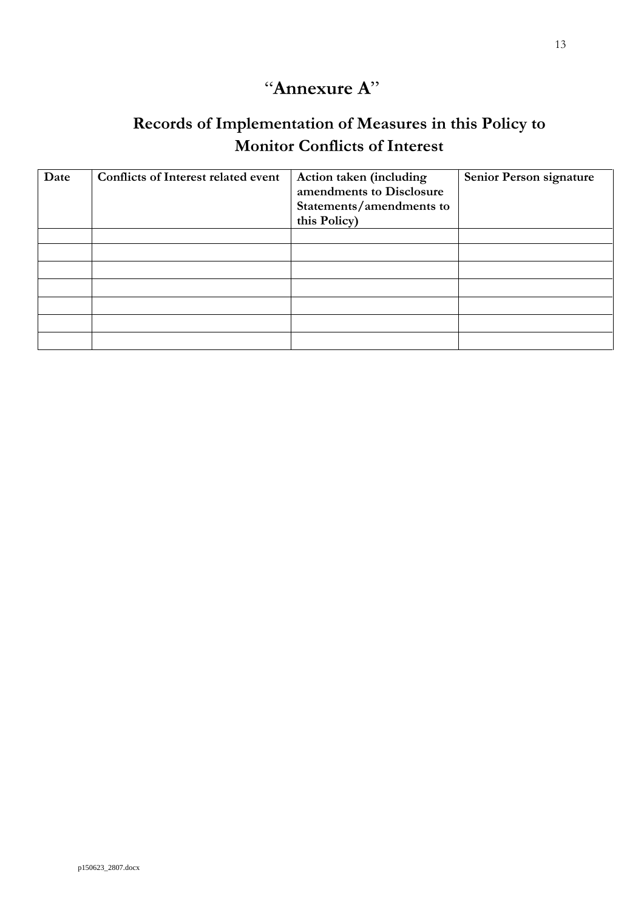# "Annexure A"

## Records of Implementation of Measures in this Policy to Monitor Conflicts of Interest

| Date | Conflicts of Interest related event | Action taken (including amendments to Disclosure Statements/amendments to this Policy) | Senior Person signature |
|---|---|---|---|
| | | | |
| | | | |
| | | | |
| | | | |
| | | | |
| | | | |
| | | | |

p150623_2807.docx